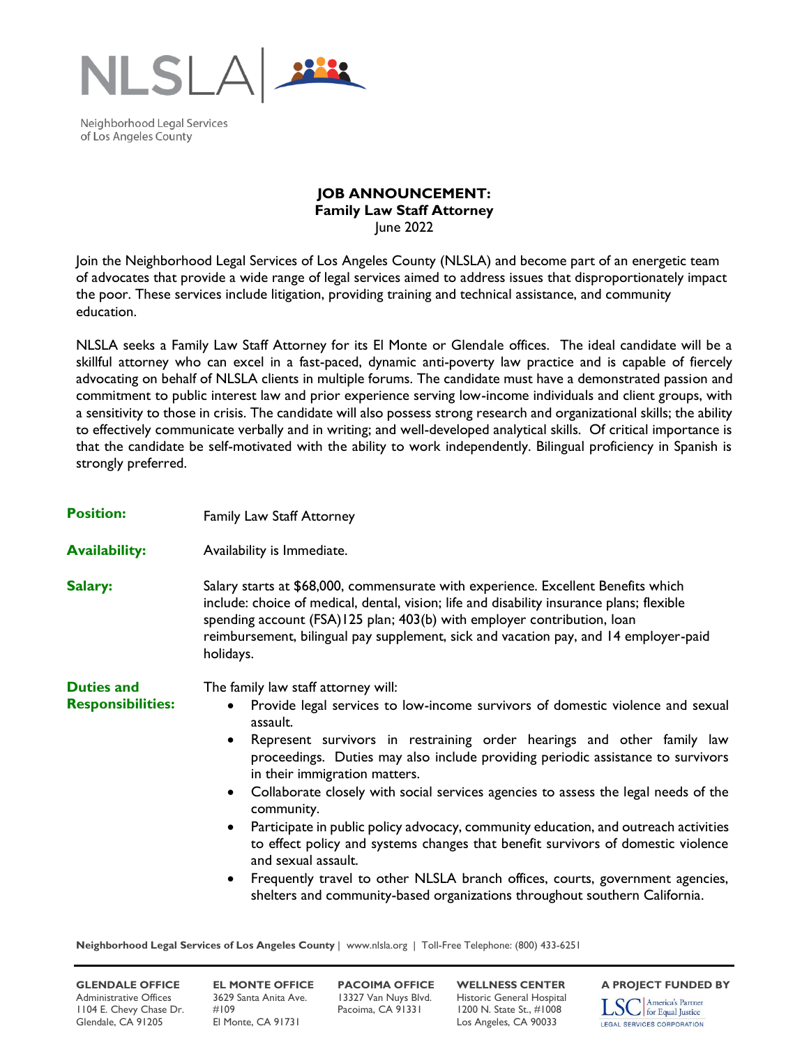NLSLA

Neighborhood Legal Services of Los Angeles County

# JOB ANNOUNCEMENT: Family Law Staff Attorney

June 2022

Join the Neighborhood Legal Services of Los Angeles County (NLSLA) and become part of an energetic team of advocates that provide a wide range of legal services aimed to address issues that disproportionately impact the poor. These services include litigation, providing training and technical assistance, and community education.

NLSLA seeks a Family Law Staff Attorney for its El Monte or Glendale offices. The ideal candidate will be a skillful attorney who can excel in a fast-paced, dynamic anti-poverty law practice and is capable of fiercely advocating on behalf of NLSLA clients in multiple forums. The candidate must have a demonstrated passion and commitment to public interest law and prior experience serving low-income individuals and client groups, with a sensitivity to those in crisis. The candidate will also possess strong research and organizational skills; the ability to effectively communicate verbally and in writing; and well-developed analytical skills. Of critical importance is that the candidate be self-motivated with the ability to work independently. Bilingual proficiency in Spanish is strongly preferred.

**Position:** Family Law Staff Attorney

**Availability:** Availability is Immediate.

**Salary:** Salary starts at $68,000, commensurate with experience. Excellent Benefits which include: choice of medical, dental, vision; life and disability insurance plans; flexible spending account (FSA)125 plan; 403(b) with employer contribution, loan reimbursement, bilingual pay supplement, sick and vacation pay, and 14 employer-paid holidays.

**Duties and Responsibilities:** The family law staff attorney will:

- Provide legal services to low-income survivors of domestic violence and sexual assault.
- Represent survivors in restraining order hearings and other family law proceedings. Duties may also include providing periodic assistance to survivors in their immigration matters.
- Collaborate closely with social services agencies to assess the legal needs of the community.
- Participate in public policy advocacy, community education, and outreach activities to effect policy and systems changes that benefit survivors of domestic violence and sexual assault.
- Frequently travel to other NLSLA branch offices, courts, government agencies, shelters and community-based organizations throughout southern California.

**Neighborhood Legal Services of Los Angeles County** | www.nlsla.org | Toll-Free Telephone: (800) 433-6251

**GLENDALE OFFICE**
Administrative Offices
1104 E. Chevy Chase Dr.
Glendale, CA 91205

**EL MONTE OFFICE**
3629 Santa Anita Ave.
#109
El Monte, CA 91731

**PACOIMA OFFICE**
13327 Van Nuys Blvd.
Pacoima, CA 91331

**WELLNESS CENTER**
Historic General Hospital
1200 N. State St., #1008
Los Angeles, CA 90033

**A PROJECT FUNDED BY**
LSC America's Partner for Equal Justice
LEGAL SERVICES CORPORATION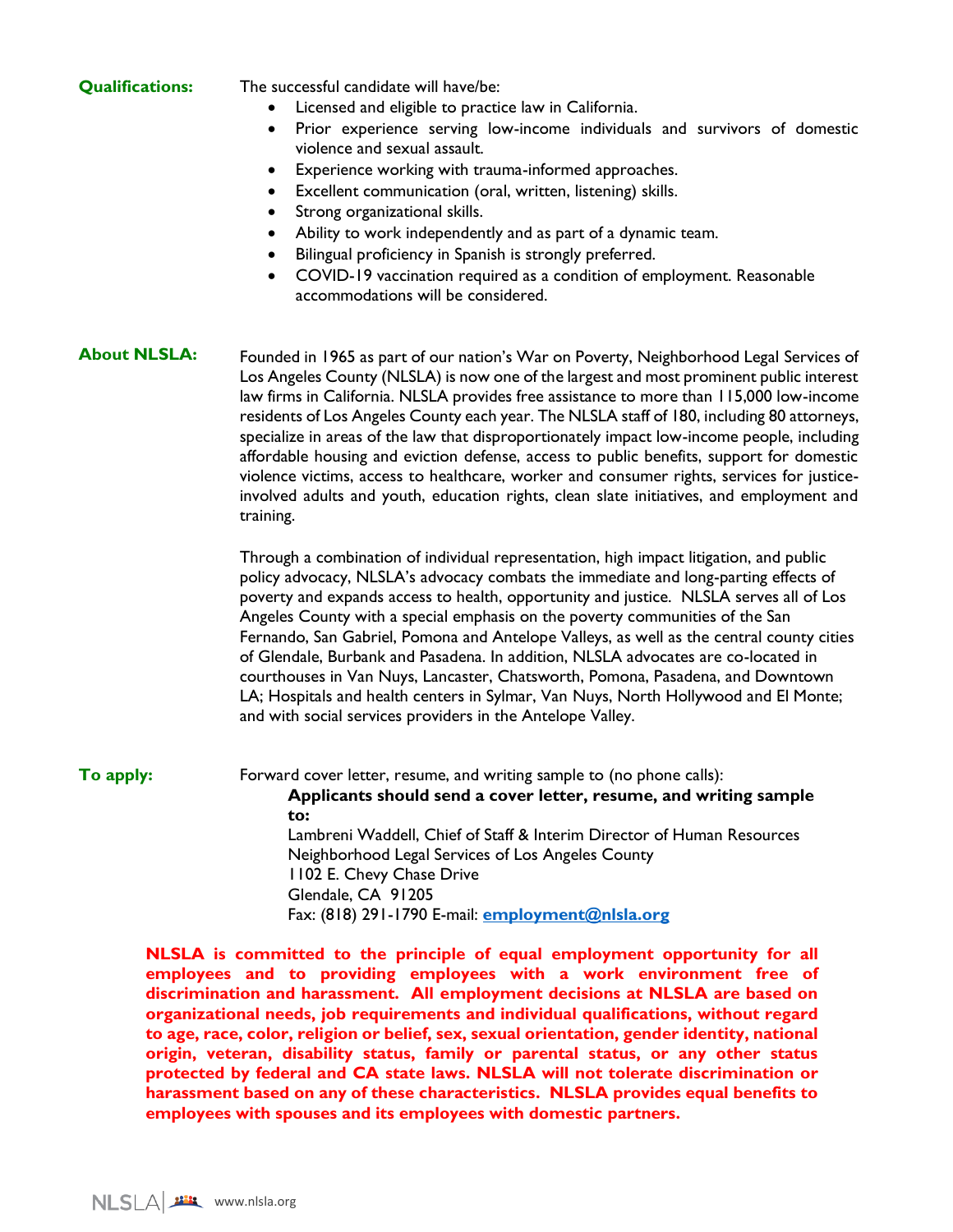**Qualifications:**

The successful candidate will have/be:

- Licensed and eligible to practice law in California.
- Prior experience serving low-income individuals and survivors of domestic violence and sexual assault.
- Experience working with trauma-informed approaches.
- Excellent communication (oral, written, listening) skills.
- Strong organizational skills.
- Ability to work independently and as part of a dynamic team.
- Bilingual proficiency in Spanish is strongly preferred.
- COVID-19 vaccination required as a condition of employment. Reasonable accommodations will be considered.

**About NLSLA:**

Founded in 1965 as part of our nation's War on Poverty, Neighborhood Legal Services of Los Angeles County (NLSLA) is now one of the largest and most prominent public interest law firms in California. NLSLA provides free assistance to more than 115,000 low-income residents of Los Angeles County each year. The NLSLA staff of 180, including 80 attorneys, specialize in areas of the law that disproportionately impact low-income people, including affordable housing and eviction defense, access to public benefits, support for domestic violence victims, access to healthcare, worker and consumer rights, services for justice-involved adults and youth, education rights, clean slate initiatives, and employment and training.

Through a combination of individual representation, high impact litigation, and public policy advocacy, NLSLA's advocacy combats the immediate and long-parting effects of poverty and expands access to health, opportunity and justice. NLSLA serves all of Los Angeles County with a special emphasis on the poverty communities of the San Fernando, San Gabriel, Pomona and Antelope Valleys, as well as the central county cities of Glendale, Burbank and Pasadena. In addition, NLSLA advocates are co-located in courthouses in Van Nuys, Lancaster, Chatsworth, Pomona, Pasadena, and Downtown LA; Hospitals and health centers in Sylmar, Van Nuys, North Hollywood and El Monte; and with social services providers in the Antelope Valley.

**To apply:**

Forward cover letter, resume, and writing sample to (no phone calls):

**Applicants should send a cover letter, resume, and writing sample to:**

Lambreni Waddell, Chief of Staff & Interim Director of Human Resources
Neighborhood Legal Services of Los Angeles County
1102 E. Chevy Chase Drive
Glendale, CA 91205
Fax: (818) 291-1790 E-mail: **employment@nlsla.org**

**NLSLA is committed to the principle of equal employment opportunity for all employees and to providing employees with a work environment free of discrimination and harassment. All employment decisions at NLSLA are based on organizational needs, job requirements and individual qualifications, without regard to age, race, color, religion or belief, sex, sexual orientation, gender identity, national origin, veteran, disability status, family or parental status, or any other status protected by federal and CA state laws. NLSLA will not tolerate discrimination or harassment based on any of these characteristics. NLSLA provides equal benefits to employees with spouses and its employees with domestic partners.**